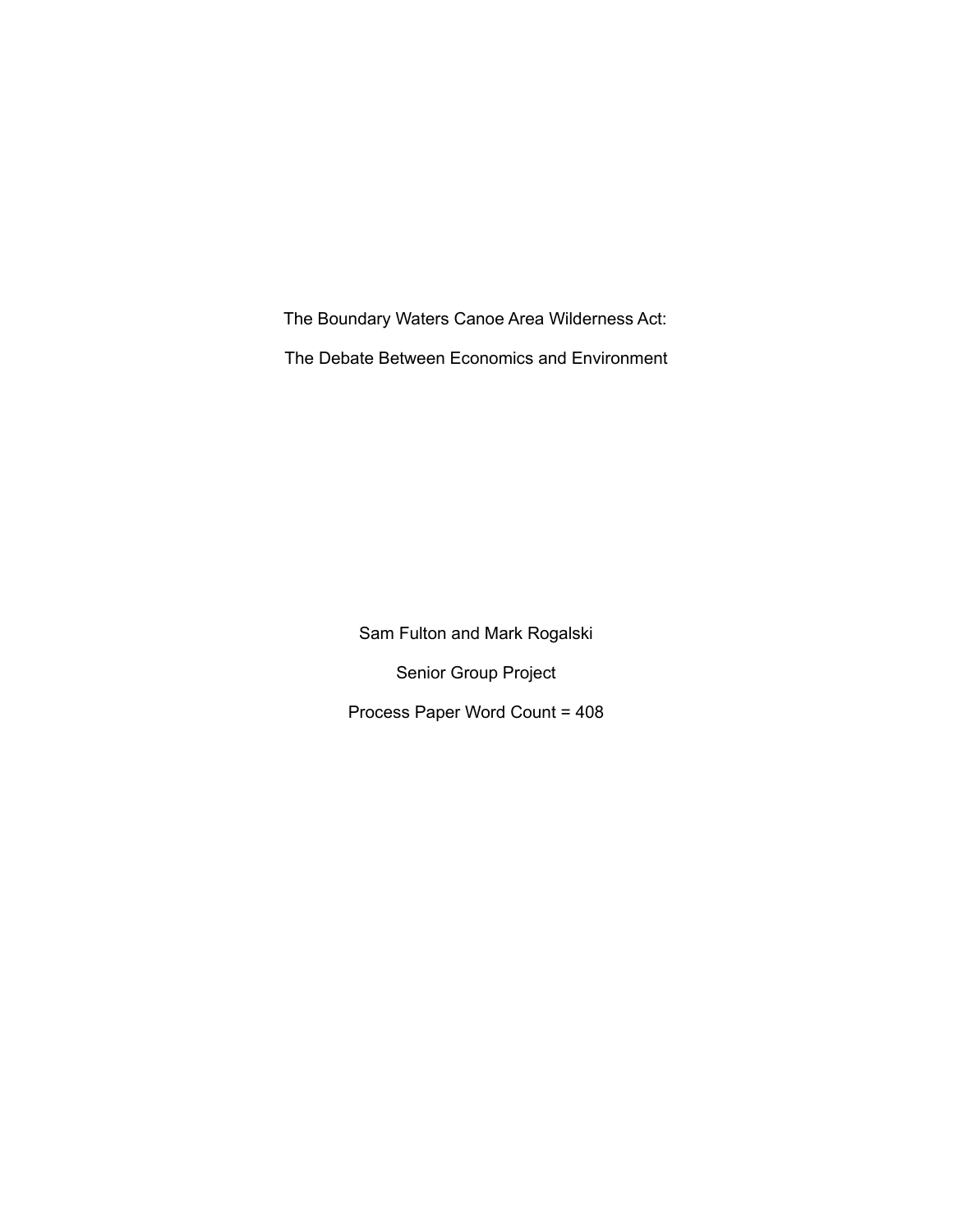# The Boundary Waters Canoe Area Wilderness Act:

# The Debate Between Economics and Environment

Sam Fulton and Mark Rogalski

Senior Group Project

Process Paper Word Count = 408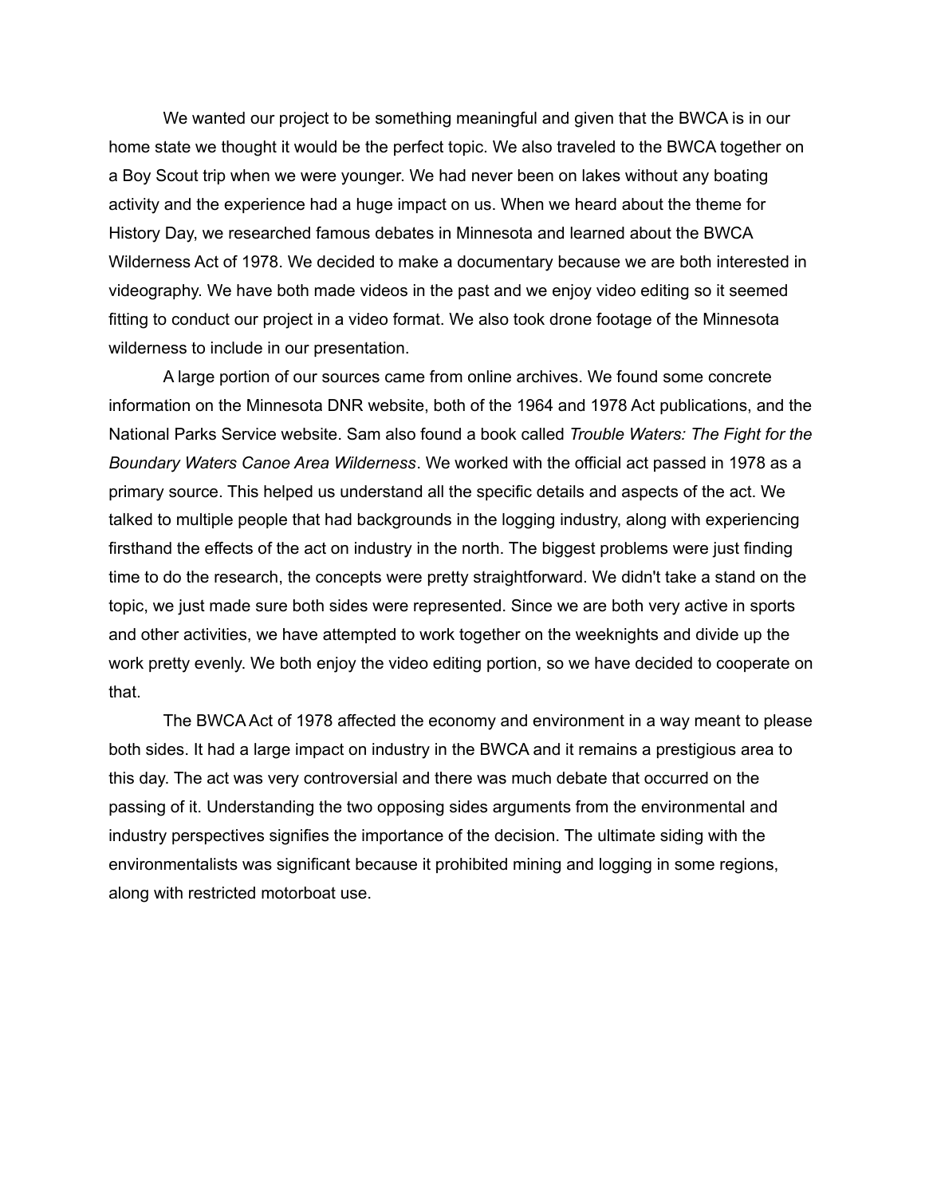We wanted our project to be something meaningful and given that the BWCA is in our home state we thought it would be the perfect topic. We also traveled to the BWCA together on a Boy Scout trip when we were younger. We had never been on lakes without any boating activity and the experience had a huge impact on us. When we heard about the theme for History Day, we researched famous debates in Minnesota and learned about the BWCA Wilderness Act of 1978. We decided to make a documentary because we are both interested in videography. We have both made videos in the past and we enjoy video editing so it seemed fitting to conduct our project in a video format. We also took drone footage of the Minnesota wilderness to include in our presentation.

A large portion of our sources came from online archives. We found some concrete information on the Minnesota DNR website, both of the 1964 and 1978 Act publications, and the National Parks Service website. Sam also found a book called *Trouble Waters: The Fight for the Boundary Waters Canoe Area Wilderness*. We worked with the official act passed in 1978 as a primary source. This helped us understand all the specific details and aspects of the act. We talked to multiple people that had backgrounds in the logging industry, along with experiencing firsthand the effects of the act on industry in the north. The biggest problems were just finding time to do the research, the concepts were pretty straightforward. We didn't take a stand on the topic, we just made sure both sides were represented. Since we are both very active in sports and other activities, we have attempted to work together on the weeknights and divide up the work pretty evenly. We both enjoy the video editing portion, so we have decided to cooperate on that.

The BWCA Act of 1978 affected the economy and environment in a way meant to please both sides. It had a large impact on industry in the BWCA and it remains a prestigious area to this day. The act was very controversial and there was much debate that occurred on the passing of it. Understanding the two opposing sides arguments from the environmental and industry perspectives signifies the importance of the decision. The ultimate siding with the environmentalists was significant because it prohibited mining and logging in some regions, along with restricted motorboat use.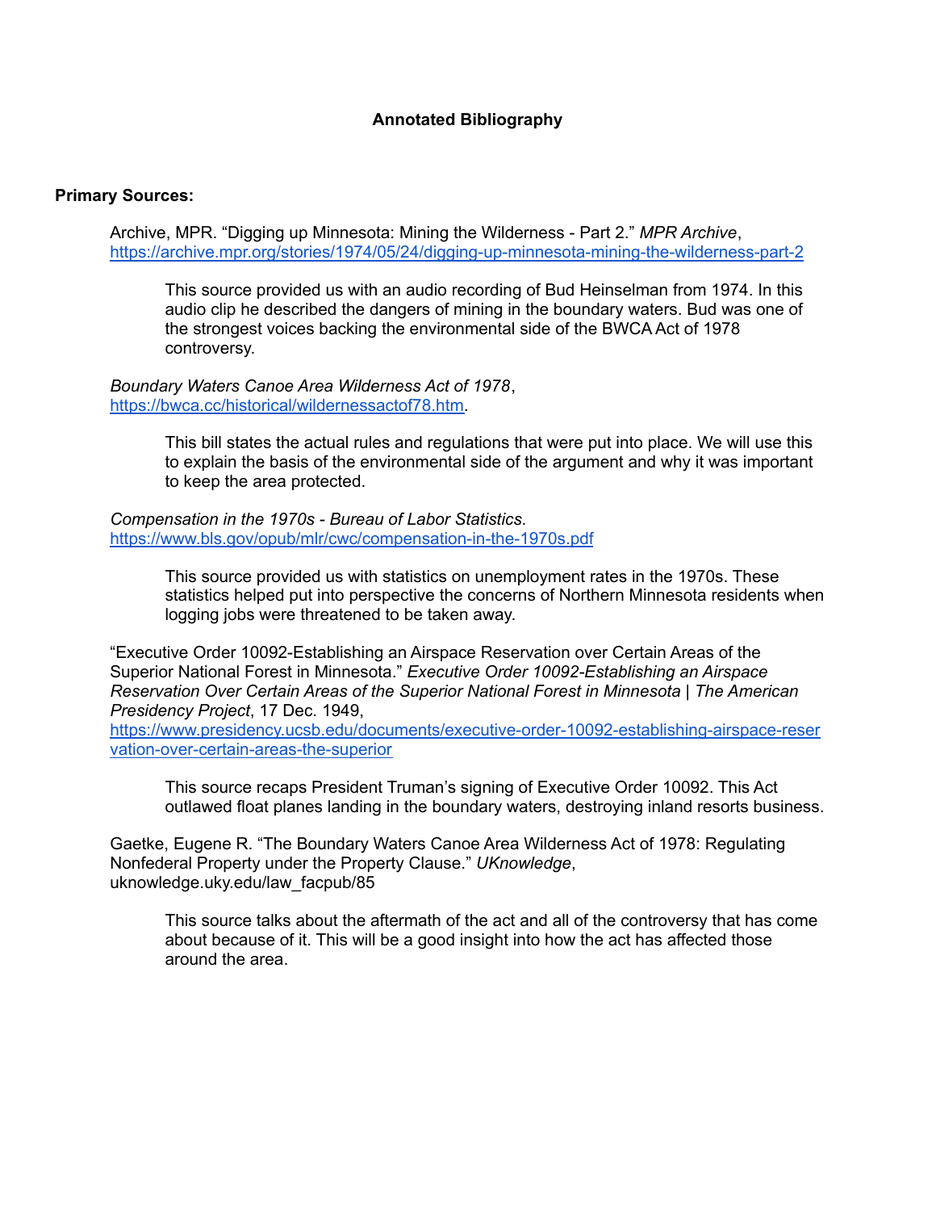## Annotated Bibliography

**Primary Sources:**

Archive, MPR. "Digging up Minnesota: Mining the Wilderness - Part 2." *MPR Archive*, https://archive.mpr.org/stories/1974/05/24/digging-up-minnesota-mining-the-wilderness-part-2

> This source provided us with an audio recording of Bud Heinselman from 1974. In this audio clip he described the dangers of mining in the boundary waters. Bud was one of the strongest voices backing the environmental side of the BWCA Act of 1978 controversy.

*Boundary Waters Canoe Area Wilderness Act of 1978*, https://bwca.cc/historical/wildernessactof78.htm.

> This bill states the actual rules and regulations that were put into place. We will use this to explain the basis of the environmental side of the argument and why it was important to keep the area protected.

*Compensation in the 1970s - Bureau of Labor Statistics*. https://www.bls.gov/opub/mlr/cwc/compensation-in-the-1970s.pdf

> This source provided us with statistics on unemployment rates in the 1970s. These statistics helped put into perspective the concerns of Northern Minnesota residents when logging jobs were threatened to be taken away.

"Executive Order 10092-Establishing an Airspace Reservation over Certain Areas of the Superior National Forest in Minnesota." *Executive Order 10092-Establishing an Airspace Reservation Over Certain Areas of the Superior National Forest in Minnesota | The American Presidency Project*, 17 Dec. 1949, https://www.presidency.ucsb.edu/documents/executive-order-10092-establishing-airspace-reservation-over-certain-areas-the-superior

> This source recaps President Truman's signing of Executive Order 10092. This Act outlawed float planes landing in the boundary waters, destroying inland resorts business.

Gaetke, Eugene R. "The Boundary Waters Canoe Area Wilderness Act of 1978: Regulating Nonfederal Property under the Property Clause." *UKnowledge*, uknowledge.uky.edu/law_facpub/85

> This source talks about the aftermath of the act and all of the controversy that has come about because of it. This will be a good insight into how the act has affected those around the area.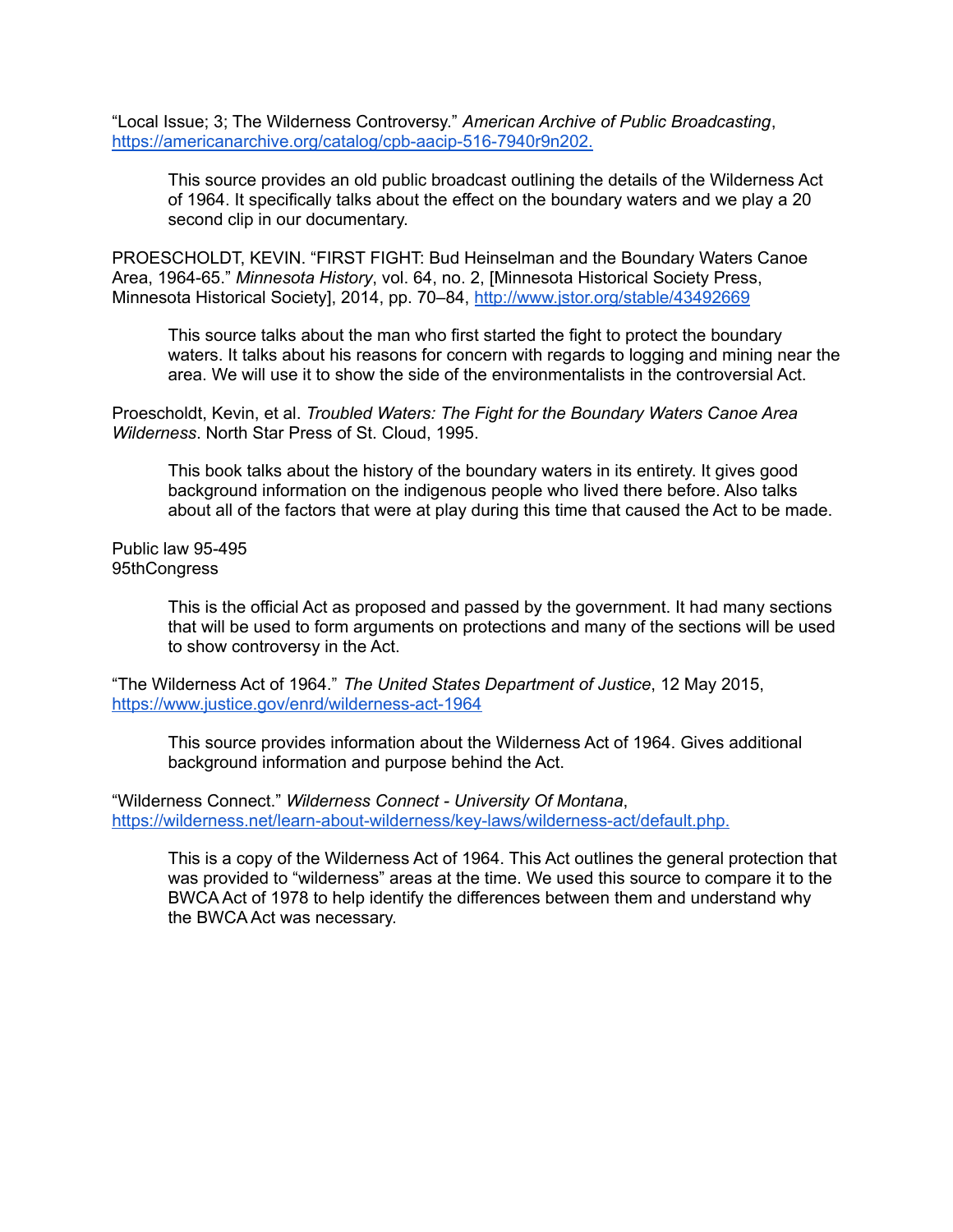"Local Issue; 3; The Wilderness Controversy." *American Archive of Public Broadcasting*, https://americanarchive.org/catalog/cpb-aacip-516-7940r9n202.

> This source provides an old public broadcast outlining the details of the Wilderness Act of 1964. It specifically talks about the effect on the boundary waters and we play a 20 second clip in our documentary.

PROESCHOLDT, KEVIN. "FIRST FIGHT: Bud Heinselman and the Boundary Waters Canoe Area, 1964-65." *Minnesota History*, vol. 64, no. 2, [Minnesota Historical Society Press, Minnesota Historical Society], 2014, pp. 70–84, http://www.jstor.org/stable/43492669

> This source talks about the man who first started the fight to protect the boundary waters. It talks about his reasons for concern with regards to logging and mining near the area. We will use it to show the side of the environmentalists in the controversial Act.

Proescholdt, Kevin, et al. *Troubled Waters: The Fight for the Boundary Waters Canoe Area Wilderness*. North Star Press of St. Cloud, 1995.

> This book talks about the history of the boundary waters in its entirety. It gives good background information on the indigenous people who lived there before. Also talks about all of the factors that were at play during this time that caused the Act to be made.

Public law 95-495
95thCongress

> This is the official Act as proposed and passed by the government. It had many sections that will be used to form arguments on protections and many of the sections will be used to show controversy in the Act.

"The Wilderness Act of 1964." *The United States Department of Justice*, 12 May 2015, https://www.justice.gov/enrd/wilderness-act-1964

> This source provides information about the Wilderness Act of 1964. Gives additional background information and purpose behind the Act.

"Wilderness Connect." *Wilderness Connect - University Of Montana*, https://wilderness.net/learn-about-wilderness/key-laws/wilderness-act/default.php.

> This is a copy of the Wilderness Act of 1964. This Act outlines the general protection that was provided to "wilderness" areas at the time. We used this source to compare it to the BWCA Act of 1978 to help identify the differences between them and understand why the BWCA Act was necessary.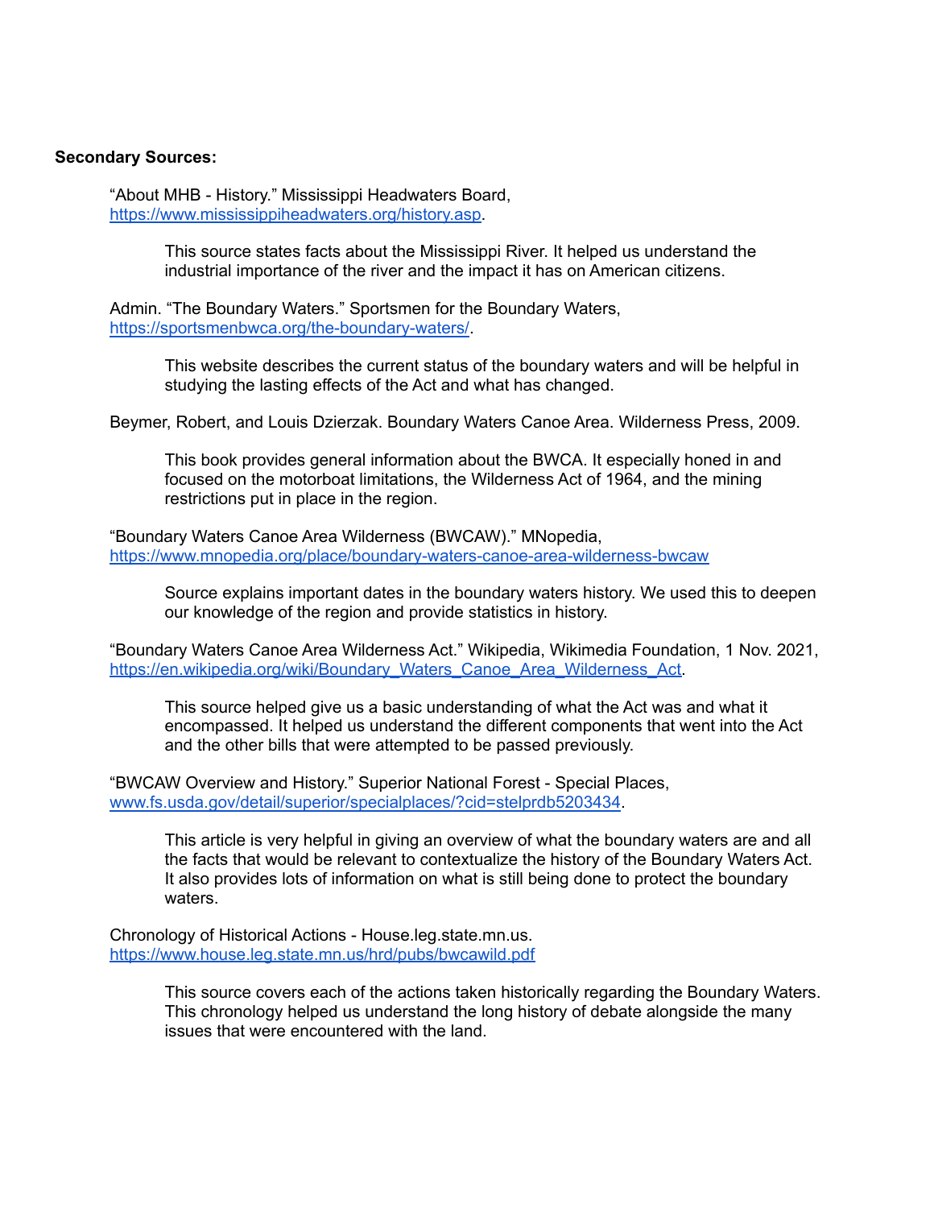**Secondary Sources:**

"About MHB - History." Mississippi Headwaters Board, https://www.mississippiheadwaters.org/history.asp.

> This source states facts about the Mississippi River. It helped us understand the industrial importance of the river and the impact it has on American citizens.

Admin. "The Boundary Waters." Sportsmen for the Boundary Waters, https://sportsmenbwca.org/the-boundary-waters/.

> This website describes the current status of the boundary waters and will be helpful in studying the lasting effects of the Act and what has changed.

Beymer, Robert, and Louis Dzierzak. Boundary Waters Canoe Area. Wilderness Press, 2009.

> This book provides general information about the BWCA. It especially honed in and focused on the motorboat limitations, the Wilderness Act of 1964, and the mining restrictions put in place in the region.

"Boundary Waters Canoe Area Wilderness (BWCAW)." MNopedia, https://www.mnopedia.org/place/boundary-waters-canoe-area-wilderness-bwcaw

> Source explains important dates in the boundary waters history. We used this to deepen our knowledge of the region and provide statistics in history.

"Boundary Waters Canoe Area Wilderness Act." Wikipedia, Wikimedia Foundation, 1 Nov. 2021, https://en.wikipedia.org/wiki/Boundary_Waters_Canoe_Area_Wilderness_Act.

> This source helped give us a basic understanding of what the Act was and what it encompassed. It helped us understand the different components that went into the Act and the other bills that were attempted to be passed previously.

"BWCAW Overview and History." Superior National Forest - Special Places, www.fs.usda.gov/detail/superior/specialplaces/?cid=stelprdb5203434.

> This article is very helpful in giving an overview of what the boundary waters are and all the facts that would be relevant to contextualize the history of the Boundary Waters Act. It also provides lots of information on what is still being done to protect the boundary waters.

Chronology of Historical Actions - House.leg.state.mn.us. https://www.house.leg.state.mn.us/hrd/pubs/bwcawild.pdf

> This source covers each of the actions taken historically regarding the Boundary Waters. This chronology helped us understand the long history of debate alongside the many issues that were encountered with the land.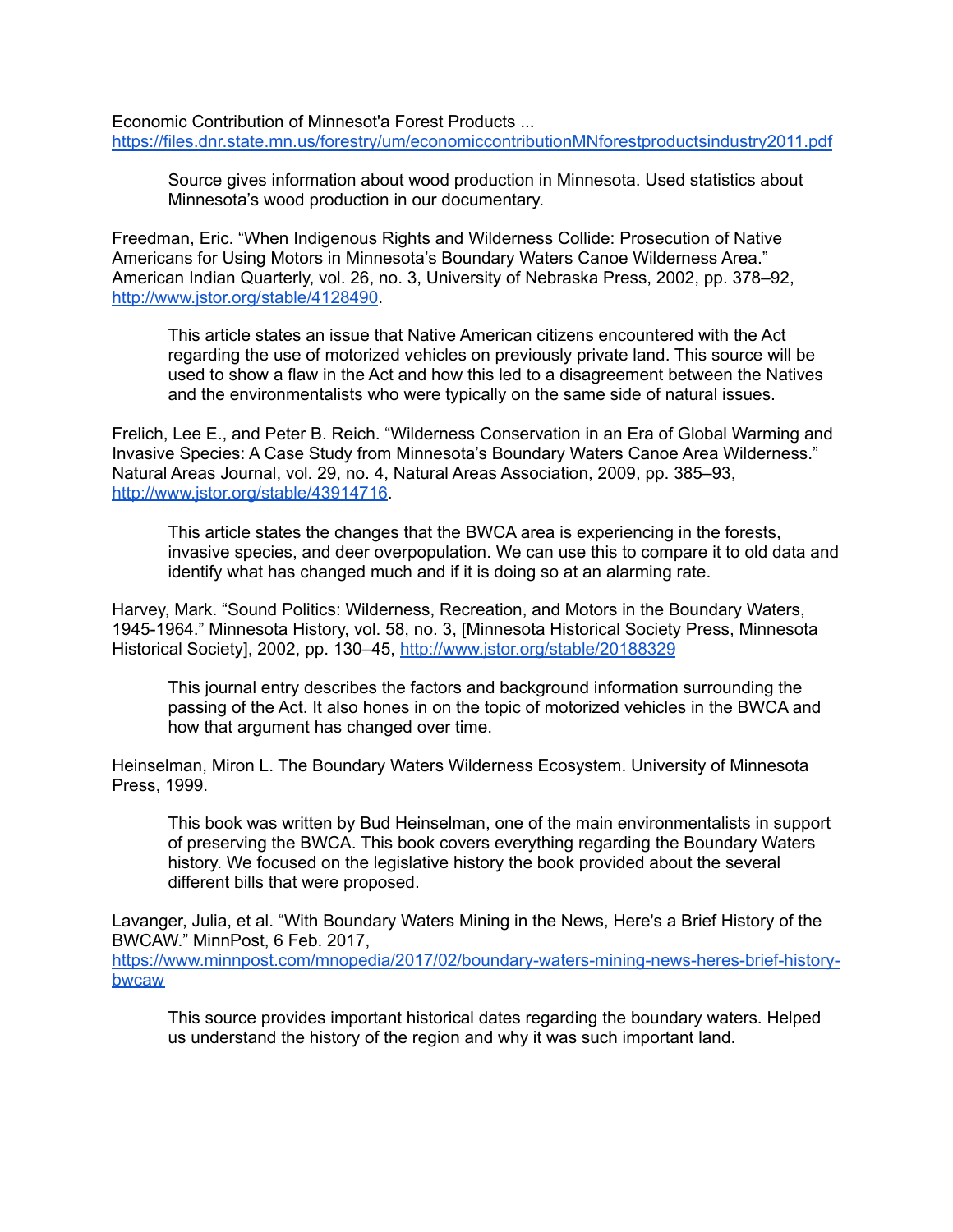Economic Contribution of Minnesot'a Forest Products ...
https://files.dnr.state.mn.us/forestry/um/economiccontributionMNforestproductsindustry2011.pdf

> Source gives information about wood production in Minnesota. Used statistics about Minnesota's wood production in our documentary.

Freedman, Eric. "When Indigenous Rights and Wilderness Collide: Prosecution of Native Americans for Using Motors in Minnesota's Boundary Waters Canoe Wilderness Area." American Indian Quarterly, vol. 26, no. 3, University of Nebraska Press, 2002, pp. 378–92, http://www.jstor.org/stable/4128490.

> This article states an issue that Native American citizens encountered with the Act regarding the use of motorized vehicles on previously private land. This source will be used to show a flaw in the Act and how this led to a disagreement between the Natives and the environmentalists who were typically on the same side of natural issues.

Frelich, Lee E., and Peter B. Reich. "Wilderness Conservation in an Era of Global Warming and Invasive Species: A Case Study from Minnesota's Boundary Waters Canoe Area Wilderness." Natural Areas Journal, vol. 29, no. 4, Natural Areas Association, 2009, pp. 385–93, http://www.jstor.org/stable/43914716.

> This article states the changes that the BWCA area is experiencing in the forests, invasive species, and deer overpopulation. We can use this to compare it to old data and identify what has changed much and if it is doing so at an alarming rate.

Harvey, Mark. "Sound Politics: Wilderness, Recreation, and Motors in the Boundary Waters, 1945-1964." Minnesota History, vol. 58, no. 3, [Minnesota Historical Society Press, Minnesota Historical Society], 2002, pp. 130–45, http://www.jstor.org/stable/20188329

> This journal entry describes the factors and background information surrounding the passing of the Act. It also hones in on the topic of motorized vehicles in the BWCA and how that argument has changed over time.

Heinselman, Miron L. The Boundary Waters Wilderness Ecosystem. University of Minnesota Press, 1999.

> This book was written by Bud Heinselman, one of the main environmentalists in support of preserving the BWCA. This book covers everything regarding the Boundary Waters history. We focused on the legislative history the book provided about the several different bills that were proposed.

Lavanger, Julia, et al. "With Boundary Waters Mining in the News, Here's a Brief History of the BWCAW." MinnPost, 6 Feb. 2017, https://www.minnpost.com/mnopedia/2017/02/boundary-waters-mining-news-heres-brief-history-bwcaw

> This source provides important historical dates regarding the boundary waters. Helped us understand the history of the region and why it was such important land.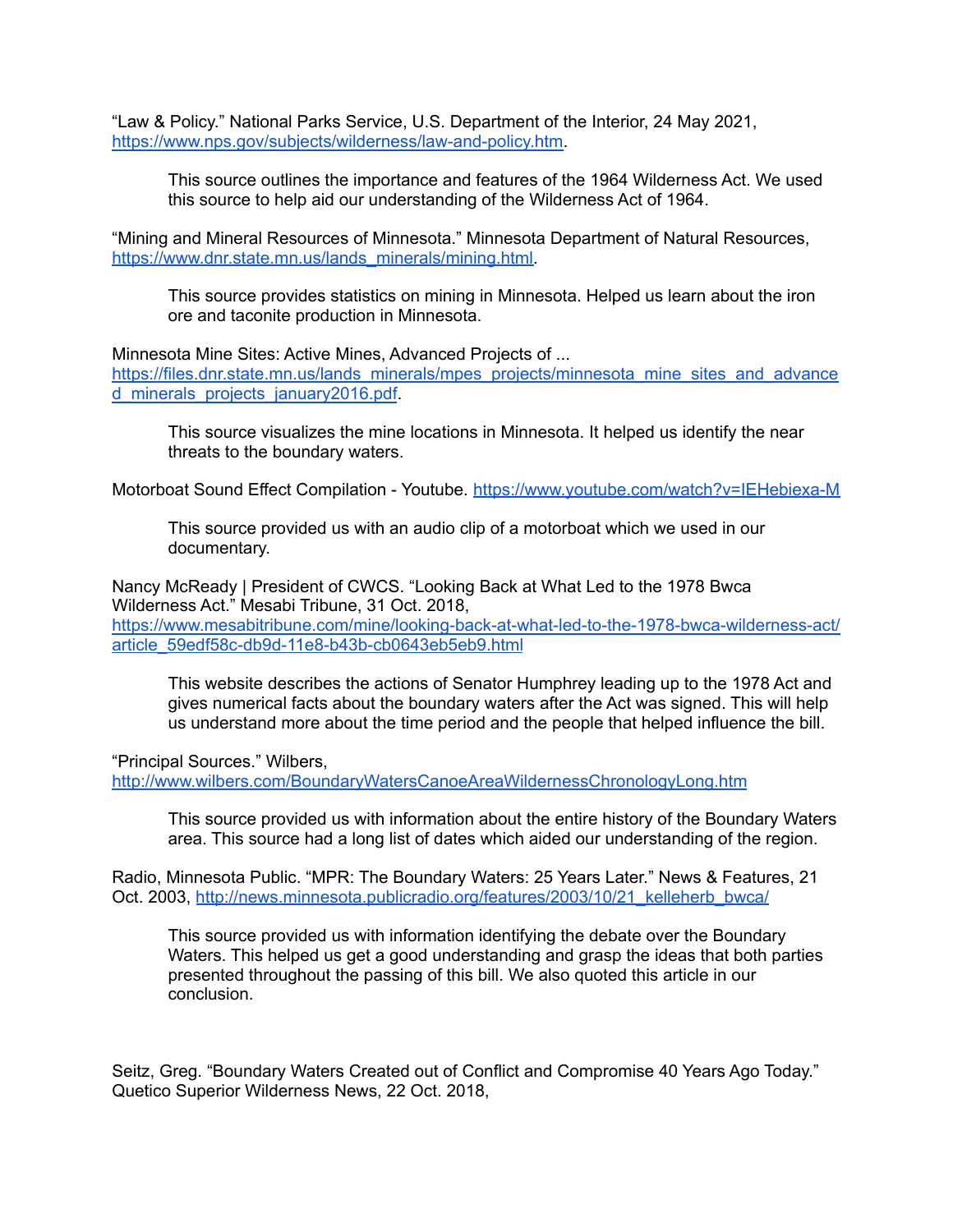"Law & Policy." National Parks Service, U.S. Department of the Interior, 24 May 2021, https://www.nps.gov/subjects/wilderness/law-and-policy.htm.

> This source outlines the importance and features of the 1964 Wilderness Act. We used this source to help aid our understanding of the Wilderness Act of 1964.

"Mining and Mineral Resources of Minnesota." Minnesota Department of Natural Resources, https://www.dnr.state.mn.us/lands_minerals/mining.html.

> This source provides statistics on mining in Minnesota. Helped us learn about the iron ore and taconite production in Minnesota.

Minnesota Mine Sites: Active Mines, Advanced Projects of ... https://files.dnr.state.mn.us/lands_minerals/mpes_projects/minnesota_mine_sites_and_advanced_minerals_projects_january2016.pdf.

> This source visualizes the mine locations in Minnesota. It helped us identify the near threats to the boundary waters.

Motorboat Sound Effect Compilation - Youtube. https://www.youtube.com/watch?v=IEHebiexa-M

> This source provided us with an audio clip of a motorboat which we used in our documentary.

Nancy McReady | President of CWCS. "Looking Back at What Led to the 1978 Bwca Wilderness Act." Mesabi Tribune, 31 Oct. 2018, https://www.mesabitribune.com/mine/looking-back-at-what-led-to-the-1978-bwca-wilderness-act/article_59edf58c-db9d-11e8-b43b-cb0643eb5eb9.html

> This website describes the actions of Senator Humphrey leading up to the 1978 Act and gives numerical facts about the boundary waters after the Act was signed. This will help us understand more about the time period and the people that helped influence the bill.

"Principal Sources." Wilbers, http://www.wilbers.com/BoundaryWatersCanoeAreaWildernessChronologyLong.htm

> This source provided us with information about the entire history of the Boundary Waters area. This source had a long list of dates which aided our understanding of the region.

Radio, Minnesota Public. "MPR: The Boundary Waters: 25 Years Later." News & Features, 21 Oct. 2003, http://news.minnesota.publicradio.org/features/2003/10/21_kelleherb_bwca/

> This source provided us with information identifying the debate over the Boundary Waters. This helped us get a good understanding and grasp the ideas that both parties presented throughout the passing of this bill. We also quoted this article in our conclusion.

Seitz, Greg. "Boundary Waters Created out of Conflict and Compromise 40 Years Ago Today." Quetico Superior Wilderness News, 22 Oct. 2018,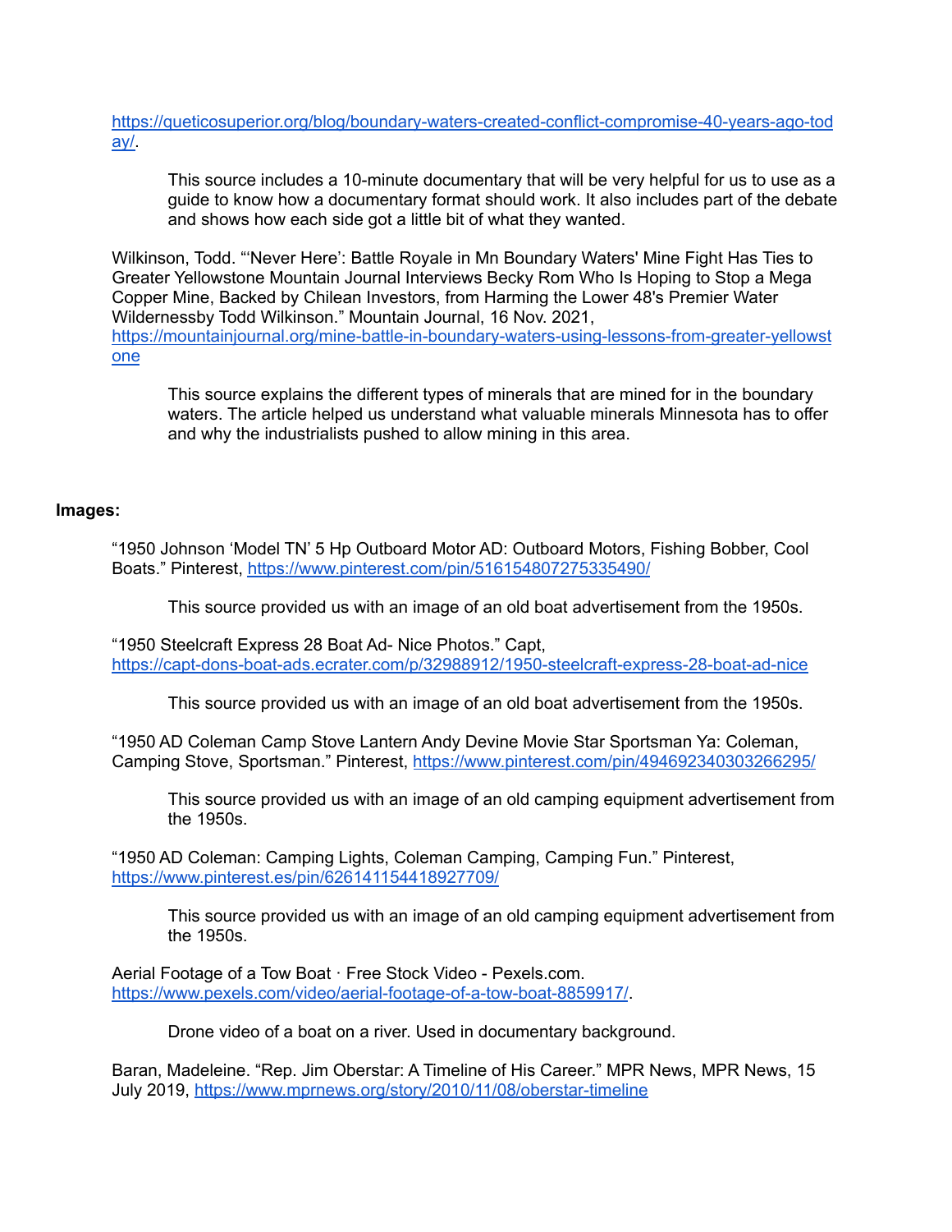https://queticosuperior.org/blog/boundary-waters-created-conflict-compromise-40-years-ago-today/.

> This source includes a 10-minute documentary that will be very helpful for us to use as a guide to know how a documentary format should work. It also includes part of the debate and shows how each side got a little bit of what they wanted.

Wilkinson, Todd. "'Never Here': Battle Royale in Mn Boundary Waters' Mine Fight Has Ties to Greater Yellowstone Mountain Journal Interviews Becky Rom Who Is Hoping to Stop a Mega Copper Mine, Backed by Chilean Investors, from Harming the Lower 48's Premier Water Wildernessby Todd Wilkinson." Mountain Journal, 16 Nov. 2021, https://mountainjournal.org/mine-battle-in-boundary-waters-using-lessons-from-greater-yellowstone

> This source explains the different types of minerals that are mined for in the boundary waters. The article helped us understand what valuable minerals Minnesota has to offer and why the industrialists pushed to allow mining in this area.

**Images:**

"1950 Johnson 'Model TN' 5 Hp Outboard Motor AD: Outboard Motors, Fishing Bobber, Cool Boats." Pinterest, https://www.pinterest.com/pin/516154807275335490/

> This source provided us with an image of an old boat advertisement from the 1950s.

"1950 Steelcraft Express 28 Boat Ad- Nice Photos." Capt, https://capt-dons-boat-ads.ecrater.com/p/32988912/1950-steelcraft-express-28-boat-ad-nice

> This source provided us with an image of an old boat advertisement from the 1950s.

"1950 AD Coleman Camp Stove Lantern Andy Devine Movie Star Sportsman Ya: Coleman, Camping Stove, Sportsman." Pinterest, https://www.pinterest.com/pin/494692340303266295/

> This source provided us with an image of an old camping equipment advertisement from the 1950s.

"1950 AD Coleman: Camping Lights, Coleman Camping, Camping Fun." Pinterest, https://www.pinterest.es/pin/626141154418927709/

> This source provided us with an image of an old camping equipment advertisement from the 1950s.

Aerial Footage of a Tow Boat · Free Stock Video - Pexels.com. https://www.pexels.com/video/aerial-footage-of-a-tow-boat-8859917/.

> Drone video of a boat on a river. Used in documentary background.

Baran, Madeleine. "Rep. Jim Oberstar: A Timeline of His Career." MPR News, MPR News, 15 July 2019, https://www.mprnews.org/story/2010/11/08/oberstar-timeline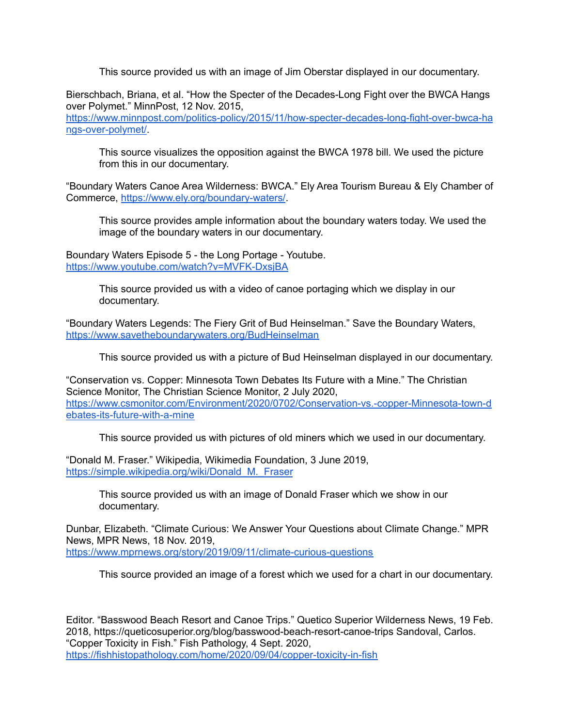This source provided us with an image of Jim Oberstar displayed in our documentary.

Bierschbach, Briana, et al. “How the Specter of the Decades-Long Fight over the BWCA Hangs over Polymet.” MinnPost, 12 Nov. 2015, https://www.minnpost.com/politics-policy/2015/11/how-specter-decades-long-fight-over-bwca-hangs-over-polymet/.

> This source visualizes the opposition against the BWCA 1978 bill. We used the picture from this in our documentary.

“Boundary Waters Canoe Area Wilderness: BWCA.” Ely Area Tourism Bureau & Ely Chamber of Commerce, https://www.ely.org/boundary-waters/.

> This source provides ample information about the boundary waters today. We used the image of the boundary waters in our documentary.

Boundary Waters Episode 5 - the Long Portage - Youtube. https://www.youtube.com/watch?v=MVFK-DxsjBA

> This source provided us with a video of canoe portaging which we display in our documentary.

“Boundary Waters Legends: The Fiery Grit of Bud Heinselman.” Save the Boundary Waters, https://www.savetheboundarywaters.org/BudHeinselman

> This source provided us with a picture of Bud Heinselman displayed in our documentary.

“Conservation vs. Copper: Minnesota Town Debates Its Future with a Mine.” The Christian Science Monitor, The Christian Science Monitor, 2 July 2020, https://www.csmonitor.com/Environment/2020/0702/Conservation-vs.-copper-Minnesota-town-debates-its-future-with-a-mine

> This source provided us with pictures of old miners which we used in our documentary.

“Donald M. Fraser.” Wikipedia, Wikimedia Foundation, 3 June 2019, https://simple.wikipedia.org/wiki/Donald_M._Fraser

> This source provided us with an image of Donald Fraser which we show in our documentary.

Dunbar, Elizabeth. “Climate Curious: We Answer Your Questions about Climate Change.” MPR News, MPR News, 18 Nov. 2019, https://www.mprnews.org/story/2019/09/11/climate-curious-questions

> This source provided an image of a forest which we used for a chart in our documentary.

Editor. “Basswood Beach Resort and Canoe Trips.” Quetico Superior Wilderness News, 19 Feb. 2018, https://queticosuperior.org/blog/basswood-beach-resort-canoe-trips Sandoval, Carlos. “Copper Toxicity in Fish.” Fish Pathology, 4 Sept. 2020, https://fishhistopathology.com/home/2020/09/04/copper-toxicity-in-fish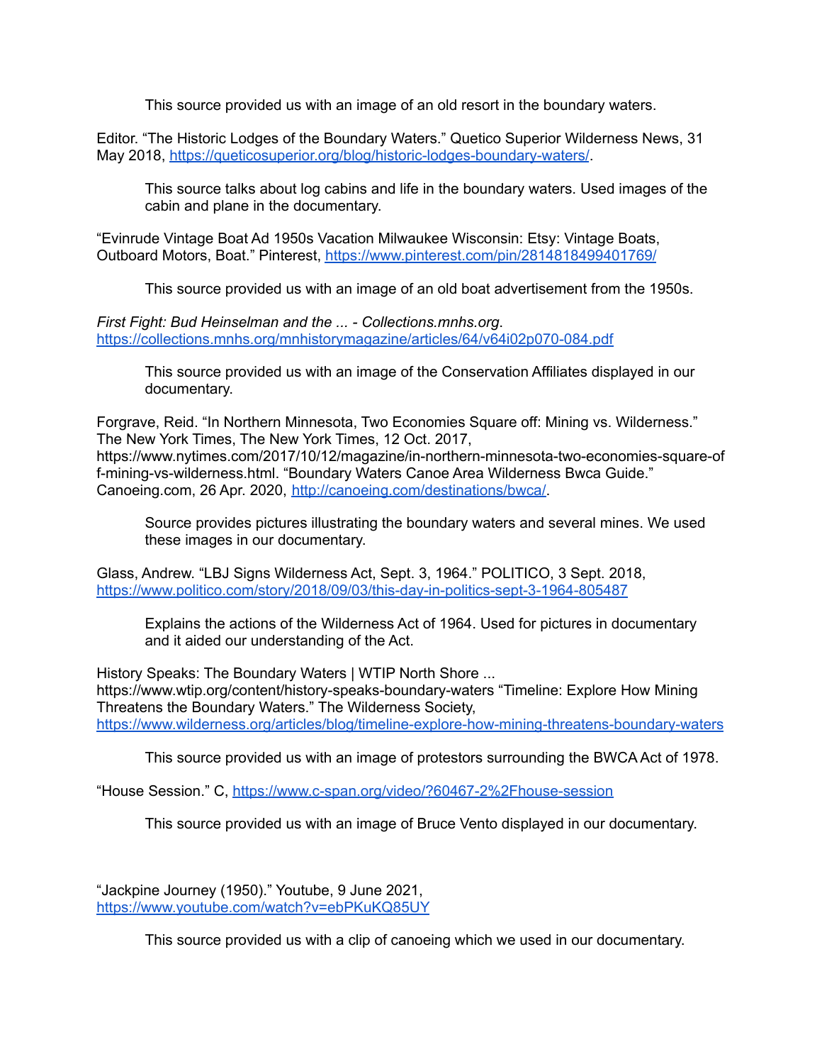This source provided us with an image of an old resort in the boundary waters.

Editor. "The Historic Lodges of the Boundary Waters." Quetico Superior Wilderness News, 31 May 2018, https://queticosuperior.org/blog/historic-lodges-boundary-waters/.

This source talks about log cabins and life in the boundary waters. Used images of the cabin and plane in the documentary.

"Evinrude Vintage Boat Ad 1950s Vacation Milwaukee Wisconsin: Etsy: Vintage Boats, Outboard Motors, Boat." Pinterest, https://www.pinterest.com/pin/2814818499401769/

This source provided us with an image of an old boat advertisement from the 1950s.

*First Fight: Bud Heinselman and the ... - Collections.mnhs.org*. https://collections.mnhs.org/mnhistorymagazine/articles/64/v64i02p070-084.pdf

This source provided us with an image of the Conservation Affiliates displayed in our documentary.

Forgrave, Reid. "In Northern Minnesota, Two Economies Square off: Mining vs. Wilderness." The New York Times, The New York Times, 12 Oct. 2017, https://www.nytimes.com/2017/10/12/magazine/in-northern-minnesota-two-economies-square-of f-mining-vs-wilderness.html. "Boundary Waters Canoe Area Wilderness Bwca Guide." Canoeing.com, 26 Apr. 2020, http://canoeing.com/destinations/bwca/.

Source provides pictures illustrating the boundary waters and several mines. We used these images in our documentary.

Glass, Andrew. "LBJ Signs Wilderness Act, Sept. 3, 1964." POLITICO, 3 Sept. 2018, https://www.politico.com/story/2018/09/03/this-day-in-politics-sept-3-1964-805487

Explains the actions of the Wilderness Act of 1964. Used for pictures in documentary and it aided our understanding of the Act.

History Speaks: The Boundary Waters | WTIP North Shore ... https://www.wtip.org/content/history-speaks-boundary-waters "Timeline: Explore How Mining Threatens the Boundary Waters." The Wilderness Society, https://www.wilderness.org/articles/blog/timeline-explore-how-mining-threatens-boundary-waters

This source provided us with an image of protestors surrounding the BWCA Act of 1978.

"House Session." C, https://www.c-span.org/video/?60467-2%2Fhouse-session

This source provided us with an image of Bruce Vento displayed in our documentary.

"Jackpine Journey (1950)." Youtube, 9 June 2021, https://www.youtube.com/watch?v=ebPKuKQ85UY

This source provided us with a clip of canoeing which we used in our documentary.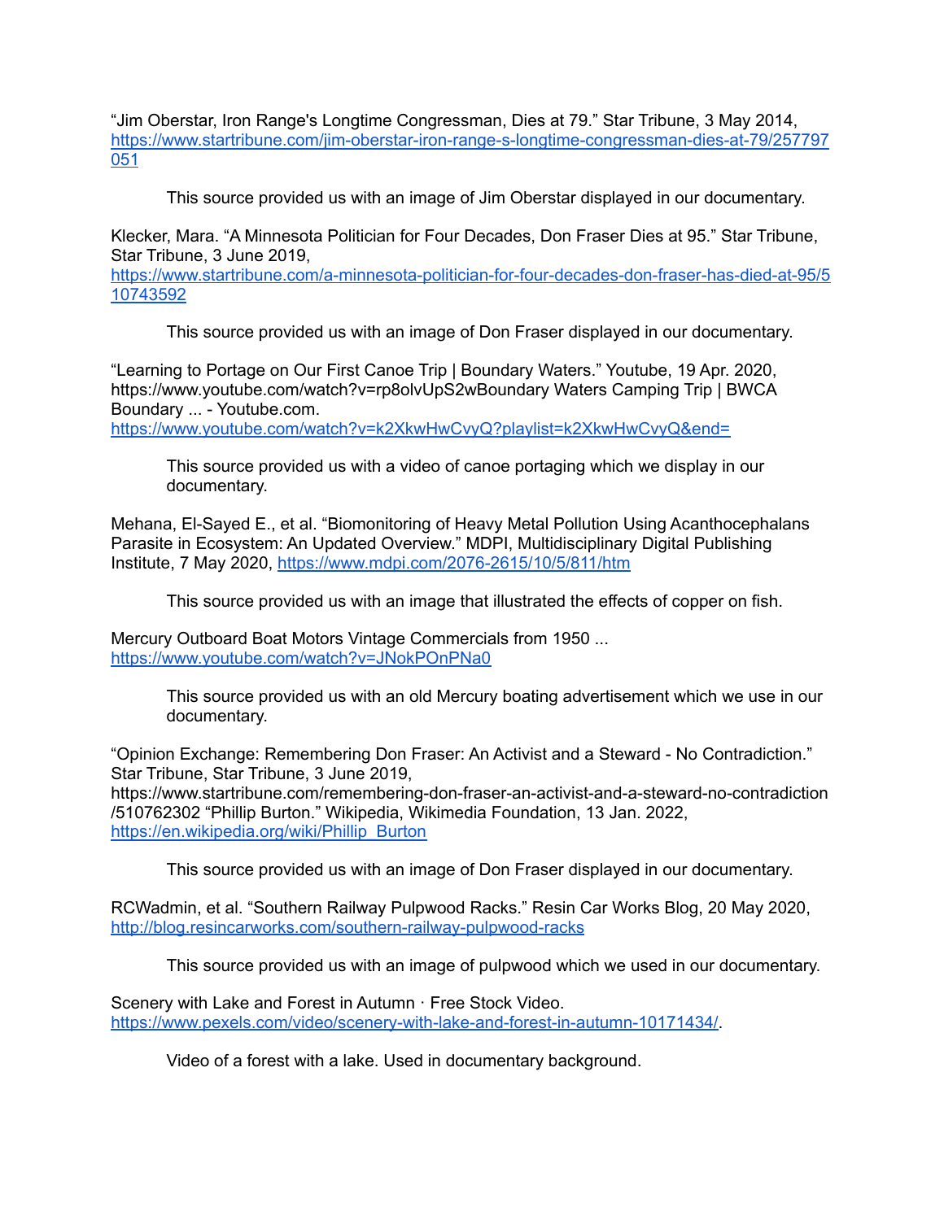“Jim Oberstar, Iron Range's Longtime Congressman, Dies at 79.” Star Tribune, 3 May 2014, https://www.startribune.com/jim-oberstar-iron-range-s-longtime-congressman-dies-at-79/257797051

> This source provided us with an image of Jim Oberstar displayed in our documentary.

Klecker, Mara. “A Minnesota Politician for Four Decades, Don Fraser Dies at 95.” Star Tribune, Star Tribune, 3 June 2019, https://www.startribune.com/a-minnesota-politician-for-four-decades-don-fraser-has-died-at-95/510743592

> This source provided us with an image of Don Fraser displayed in our documentary.

“Learning to Portage on Our First Canoe Trip | Boundary Waters.” Youtube, 19 Apr. 2020, https://www.youtube.com/watch?v=rp8olvUpS2wBoundary Waters Camping Trip | BWCA Boundary ... - Youtube.com. https://www.youtube.com/watch?v=k2XkwHwCvyQ?playlist=k2XkwHwCvyQ&end=

> This source provided us with a video of canoe portaging which we display in our documentary.

Mehana, El-Sayed E., et al. “Biomonitoring of Heavy Metal Pollution Using Acanthocephalans Parasite in Ecosystem: An Updated Overview.” MDPI, Multidisciplinary Digital Publishing Institute, 7 May 2020, https://www.mdpi.com/2076-2615/10/5/811/htm

> This source provided us with an image that illustrated the effects of copper on fish.

Mercury Outboard Boat Motors Vintage Commercials from 1950 ... https://www.youtube.com/watch?v=JNokPOnPNa0

> This source provided us with an old Mercury boating advertisement which we use in our documentary.

“Opinion Exchange: Remembering Don Fraser: An Activist and a Steward - No Contradiction.” Star Tribune, Star Tribune, 3 June 2019, https://www.startribune.com/remembering-don-fraser-an-activist-and-a-steward-no-contradiction/510762302 “Phillip Burton.” Wikipedia, Wikimedia Foundation, 13 Jan. 2022, https://en.wikipedia.org/wiki/Phillip_Burton

> This source provided us with an image of Don Fraser displayed in our documentary.

RCWadmin, et al. “Southern Railway Pulpwood Racks.” Resin Car Works Blog, 20 May 2020, http://blog.resincarworks.com/southern-railway-pulpwood-racks

> This source provided us with an image of pulpwood which we used in our documentary.

Scenery with Lake and Forest in Autumn · Free Stock Video. https://www.pexels.com/video/scenery-with-lake-and-forest-in-autumn-10171434/.

> Video of a forest with a lake. Used in documentary background.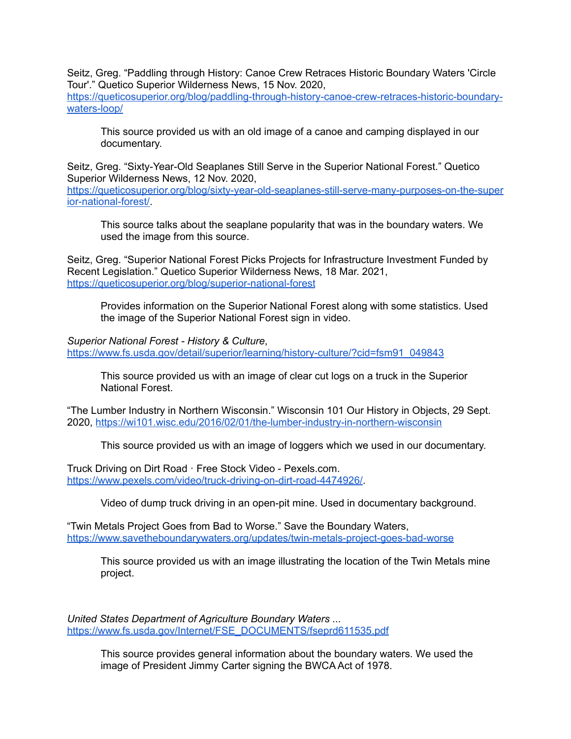Seitz, Greg. “Paddling through History: Canoe Crew Retraces Historic Boundary Waters 'Circle Tour'.” Quetico Superior Wilderness News, 15 Nov. 2020, https://queticosuperior.org/blog/paddling-through-history-canoe-crew-retraces-historic-boundary-waters-loop/

> This source provided us with an old image of a canoe and camping displayed in our documentary.

Seitz, Greg. “Sixty-Year-Old Seaplanes Still Serve in the Superior National Forest.” Quetico Superior Wilderness News, 12 Nov. 2020, https://queticosuperior.org/blog/sixty-year-old-seaplanes-still-serve-many-purposes-on-the-superior-national-forest/.

> This source talks about the seaplane popularity that was in the boundary waters. We used the image from this source.

Seitz, Greg. “Superior National Forest Picks Projects for Infrastructure Investment Funded by Recent Legislation.” Quetico Superior Wilderness News, 18 Mar. 2021, https://queticosuperior.org/blog/superior-national-forest

> Provides information on the Superior National Forest along with some statistics. Used the image of the Superior National Forest sign in video.

*Superior National Forest - History & Culture*, https://www.fs.usda.gov/detail/superior/learning/history-culture/?cid=fsm91_049843

> This source provided us with an image of clear cut logs on a truck in the Superior National Forest.

“The Lumber Industry in Northern Wisconsin.” Wisconsin 101 Our History in Objects, 29 Sept. 2020, https://wi101.wisc.edu/2016/02/01/the-lumber-industry-in-northern-wisconsin

> This source provided us with an image of loggers which we used in our documentary.

Truck Driving on Dirt Road · Free Stock Video - Pexels.com. https://www.pexels.com/video/truck-driving-on-dirt-road-4474926/.

> Video of dump truck driving in an open-pit mine. Used in documentary background.

“Twin Metals Project Goes from Bad to Worse.” Save the Boundary Waters, https://www.savetheboundarywaters.org/updates/twin-metals-project-goes-bad-worse

> This source provided us with an image illustrating the location of the Twin Metals mine project.

*United States Department of Agriculture Boundary Waters ...* https://www.fs.usda.gov/Internet/FSE_DOCUMENTS/fseprd611535.pdf

> This source provides general information about the boundary waters. We used the image of President Jimmy Carter signing the BWCA Act of 1978.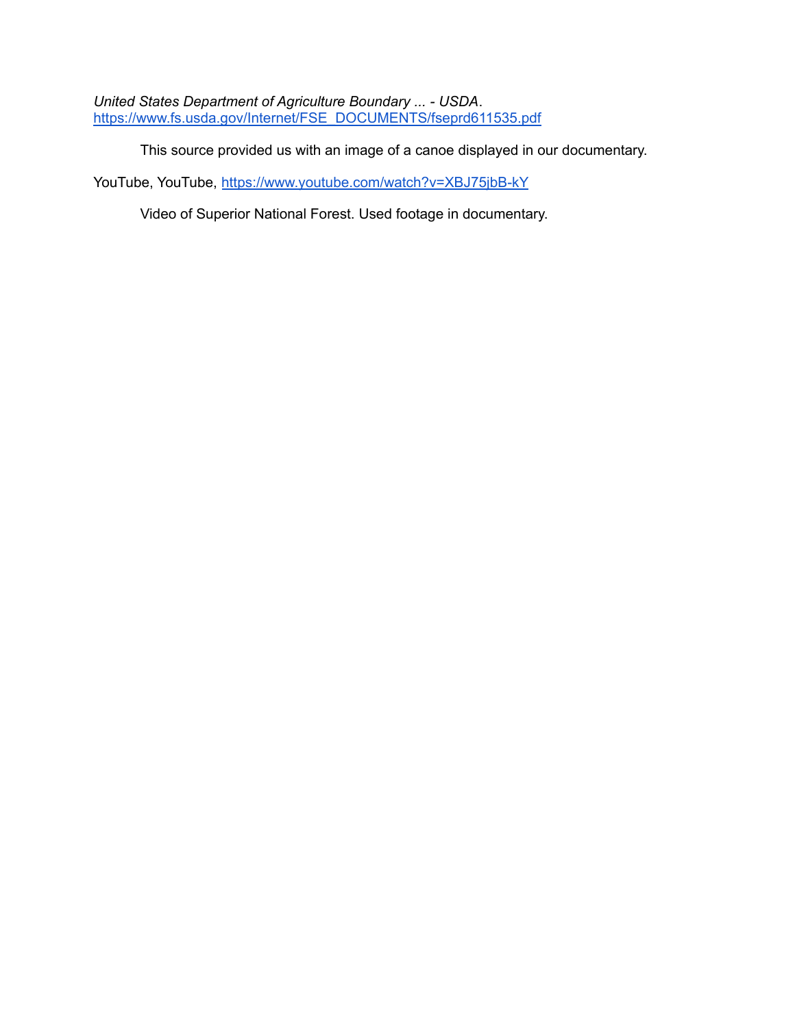*United States Department of Agriculture Boundary ... - USDA*. https://www.fs.usda.gov/Internet/FSE_DOCUMENTS/fseprd611535.pdf

This source provided us with an image of a canoe displayed in our documentary.

YouTube, YouTube, https://www.youtube.com/watch?v=XBJ75jbB-kY

Video of Superior National Forest. Used footage in documentary.